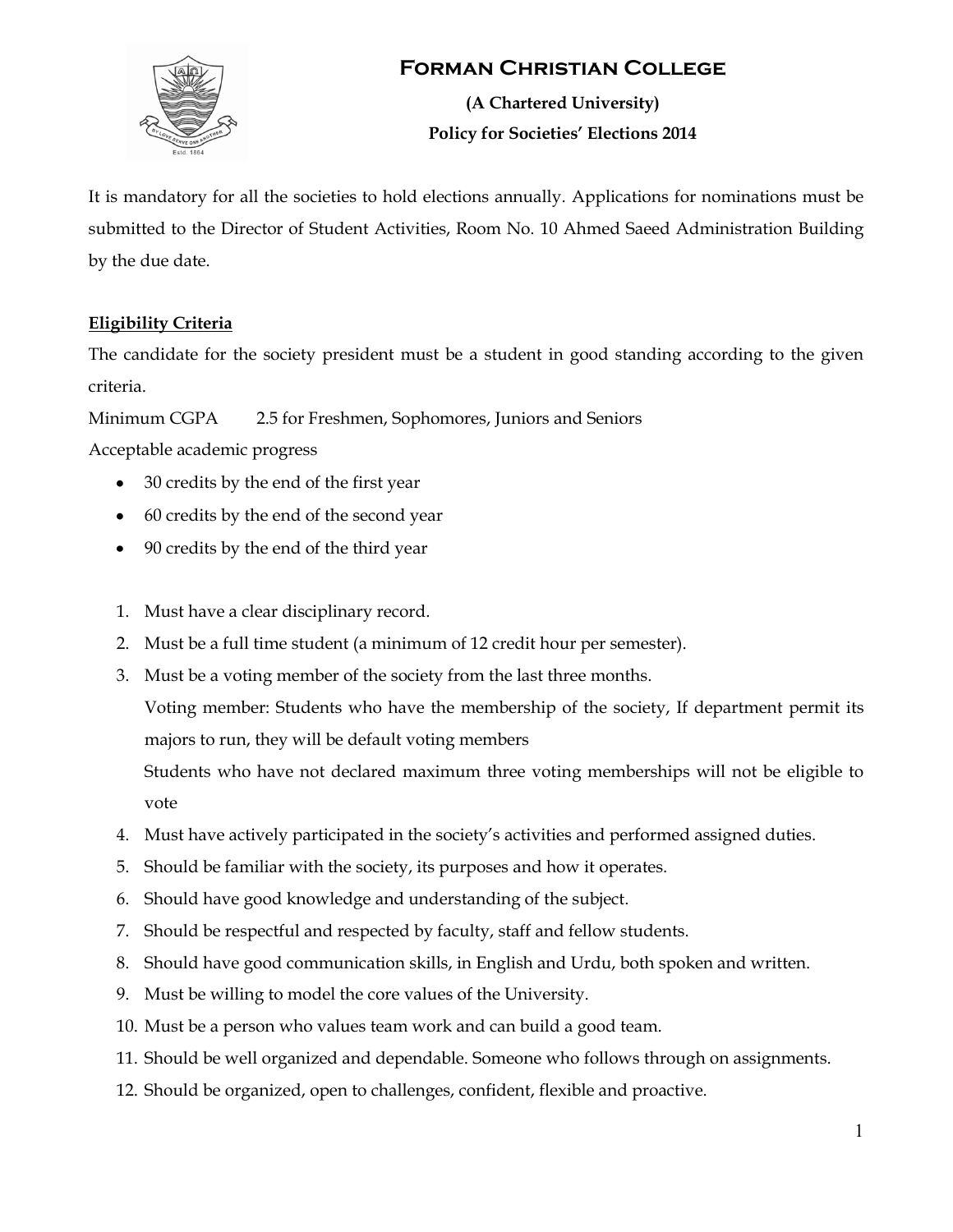# Forman Christian College

**(A Chartered University)**

**Policy for Societies' Elections 2014**

It is mandatory for all the societies to hold elections annually. Applications for nominations must be submitted to the Director of Student Activities, Room No. 10 Ahmed Saeed Administration Building by the due date.

## Eligibility Criteria

The candidate for the society president must be a student in good standing according to the given criteria.

Minimum CGPA 2.5 for Freshmen, Sophomores, Juniors and Seniors

Acceptable academic progress

- 30 credits by the end of the first year
- 60 credits by the end of the second year
- 90 credits by the end of the third year

1. Must have a clear disciplinary record.
2. Must be a full time student (a minimum of 12 credit hour per semester).
3. Must be a voting member of the society from the last three months.

   Voting member: Students who have the membership of the society, If department permit its majors to run, they will be default voting members

   Students who have not declared maximum three voting memberships will not be eligible to vote
4. Must have actively participated in the society's activities and performed assigned duties.
5. Should be familiar with the society, its purposes and how it operates.
6. Should have good knowledge and understanding of the subject.
7. Should be respectful and respected by faculty, staff and fellow students.
8. Should have good communication skills, in English and Urdu, both spoken and written.
9. Must be willing to model the core values of the University.
10. Must be a person who values team work and can build a good team.
11. Should be well organized and dependable. Someone who follows through on assignments.
12. Should be organized, open to challenges, confident, flexible and proactive.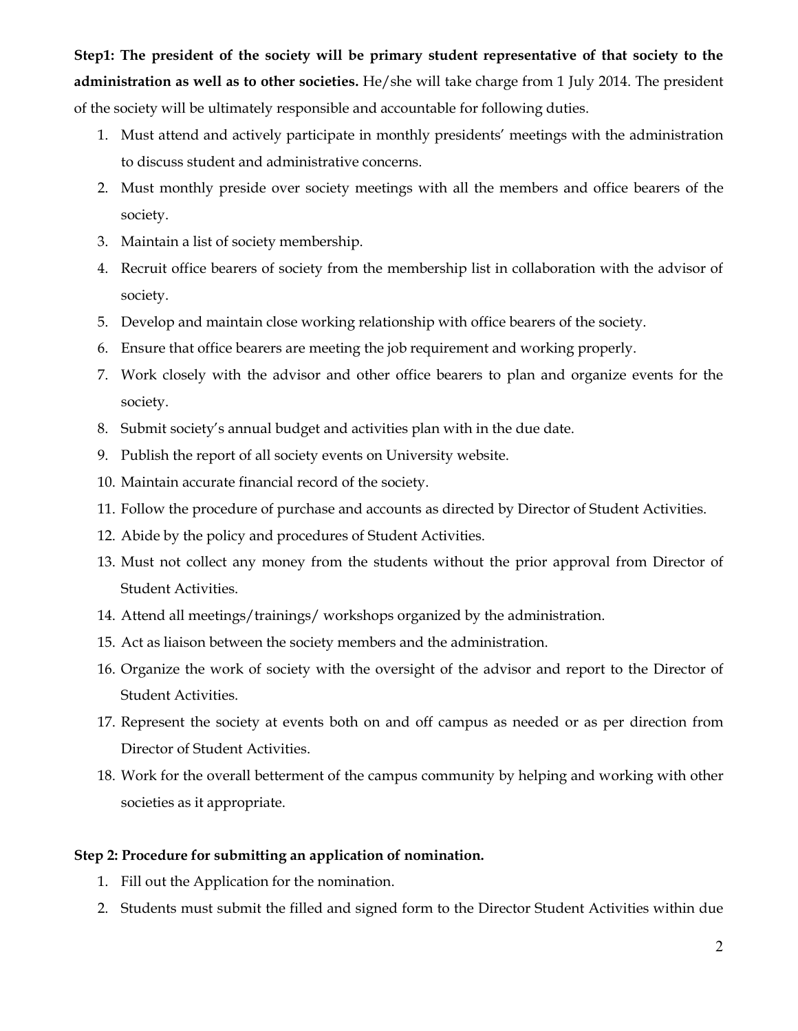**Step1: The president of the society will be primary student representative of that society to the administration as well as to other societies.** He/she will take charge from 1 July 2014. The president of the society will be ultimately responsible and accountable for following duties.

1. Must attend and actively participate in monthly presidents' meetings with the administration to discuss student and administrative concerns.
2. Must monthly preside over society meetings with all the members and office bearers of the society.
3. Maintain a list of society membership.
4. Recruit office bearers of society from the membership list in collaboration with the advisor of society.
5. Develop and maintain close working relationship with office bearers of the society.
6. Ensure that office bearers are meeting the job requirement and working properly.
7. Work closely with the advisor and other office bearers to plan and organize events for the society.
8. Submit society's annual budget and activities plan with in the due date.
9. Publish the report of all society events on University website.
10. Maintain accurate financial record of the society.
11. Follow the procedure of purchase and accounts as directed by Director of Student Activities.
12. Abide by the policy and procedures of Student Activities.
13. Must not collect any money from the students without the prior approval from Director of Student Activities.
14. Attend all meetings/trainings/ workshops organized by the administration.
15. Act as liaison between the society members and the administration.
16. Organize the work of society with the oversight of the advisor and report to the Director of Student Activities.
17. Represent the society at events both on and off campus as needed or as per direction from Director of Student Activities.
18. Work for the overall betterment of the campus community by helping and working with other societies as it appropriate.

**Step 2: Procedure for submitting an application of nomination.**

1. Fill out the Application for the nomination.
2. Students must submit the filled and signed form to the Director Student Activities within due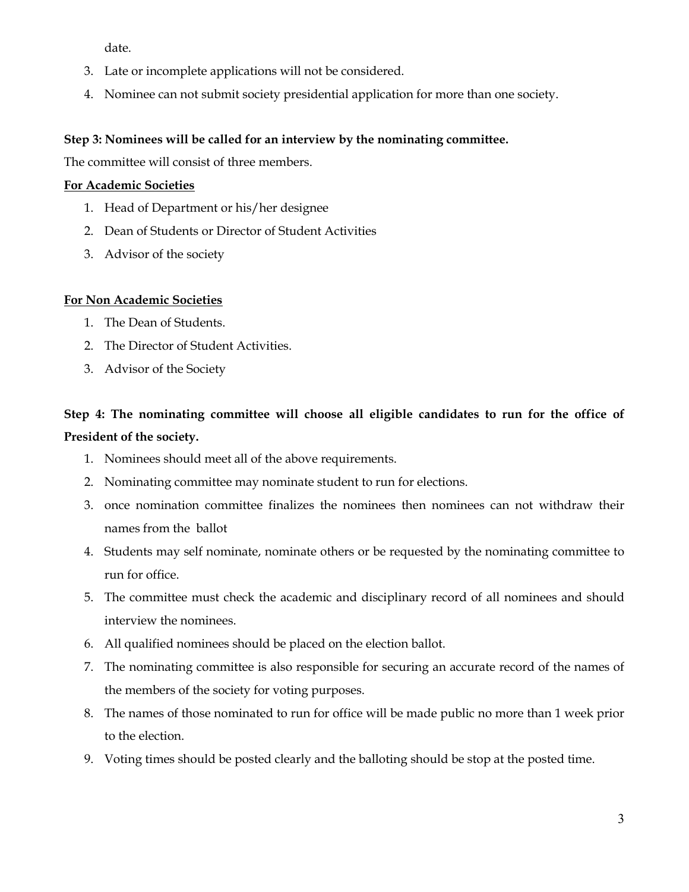date.

3. Late or incomplete applications will not be considered.
4. Nominee can not submit society presidential application for more than one society.

**Step 3: Nominees will be called for an interview by the nominating committee.**

The committee will consist of three members.

**For Academic Societies**

1. Head of Department or his/her designee
2. Dean of Students or Director of Student Activities
3. Advisor of the society

**For Non Academic Societies**

1. The Dean of Students.
2. The Director of Student Activities.
3. Advisor of the Society

**Step 4: The nominating committee will choose all eligible candidates to run for the office of President of the society.**

1. Nominees should meet all of the above requirements.
2. Nominating committee may nominate student to run for elections.
3. once nomination committee finalizes the nominees then nominees can not withdraw their names from the ballot
4. Students may self nominate, nominate others or be requested by the nominating committee to run for office.
5. The committee must check the academic and disciplinary record of all nominees and should interview the nominees.
6. All qualified nominees should be placed on the election ballot.
7. The nominating committee is also responsible for securing an accurate record of the names of the members of the society for voting purposes.
8. The names of those nominated to run for office will be made public no more than 1 week prior to the election.
9. Voting times should be posted clearly and the balloting should be stop at the posted time.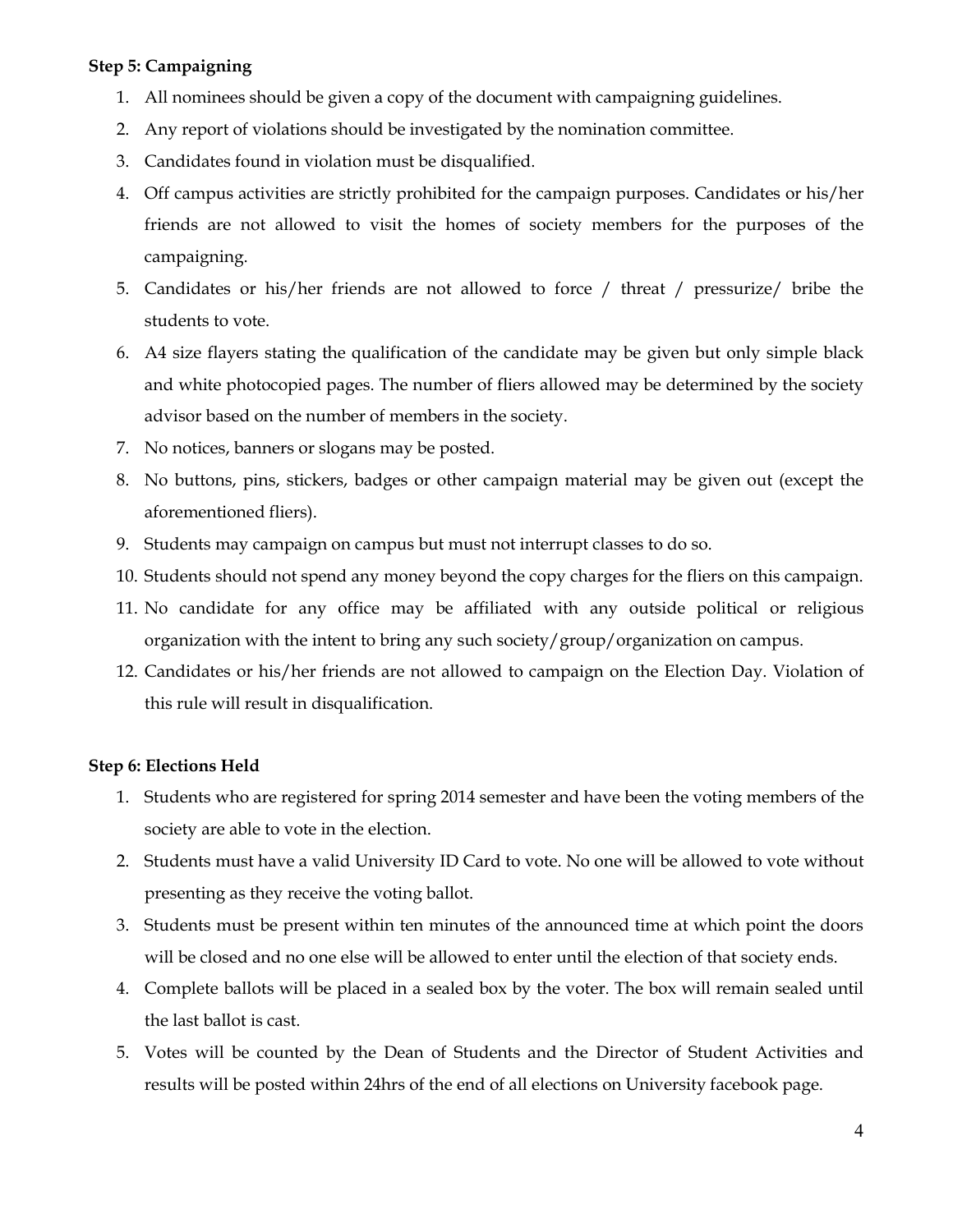**Step 5: Campaigning**

1. All nominees should be given a copy of the document with campaigning guidelines.
2. Any report of violations should be investigated by the nomination committee.
3. Candidates found in violation must be disqualified.
4. Off campus activities are strictly prohibited for the campaign purposes. Candidates or his/her friends are not allowed to visit the homes of society members for the purposes of the campaigning.
5. Candidates or his/her friends are not allowed to force / threat / pressurize/ bribe the students to vote.
6. A4 size flayers stating the qualification of the candidate may be given but only simple black and white photocopied pages. The number of fliers allowed may be determined by the society advisor based on the number of members in the society.
7. No notices, banners or slogans may be posted.
8. No buttons, pins, stickers, badges or other campaign material may be given out (except the aforementioned fliers).
9. Students may campaign on campus but must not interrupt classes to do so.
10. Students should not spend any money beyond the copy charges for the fliers on this campaign.
11. No candidate for any office may be affiliated with any outside political or religious organization with the intent to bring any such society/group/organization on campus.
12. Candidates or his/her friends are not allowed to campaign on the Election Day. Violation of this rule will result in disqualification.

**Step 6: Elections Held**

1. Students who are registered for spring 2014 semester and have been the voting members of the society are able to vote in the election.
2. Students must have a valid University ID Card to vote. No one will be allowed to vote without presenting as they receive the voting ballot.
3. Students must be present within ten minutes of the announced time at which point the doors will be closed and no one else will be allowed to enter until the election of that society ends.
4. Complete ballots will be placed in a sealed box by the voter. The box will remain sealed until the last ballot is cast.
5. Votes will be counted by the Dean of Students and the Director of Student Activities and results will be posted within 24hrs of the end of all elections on University facebook page.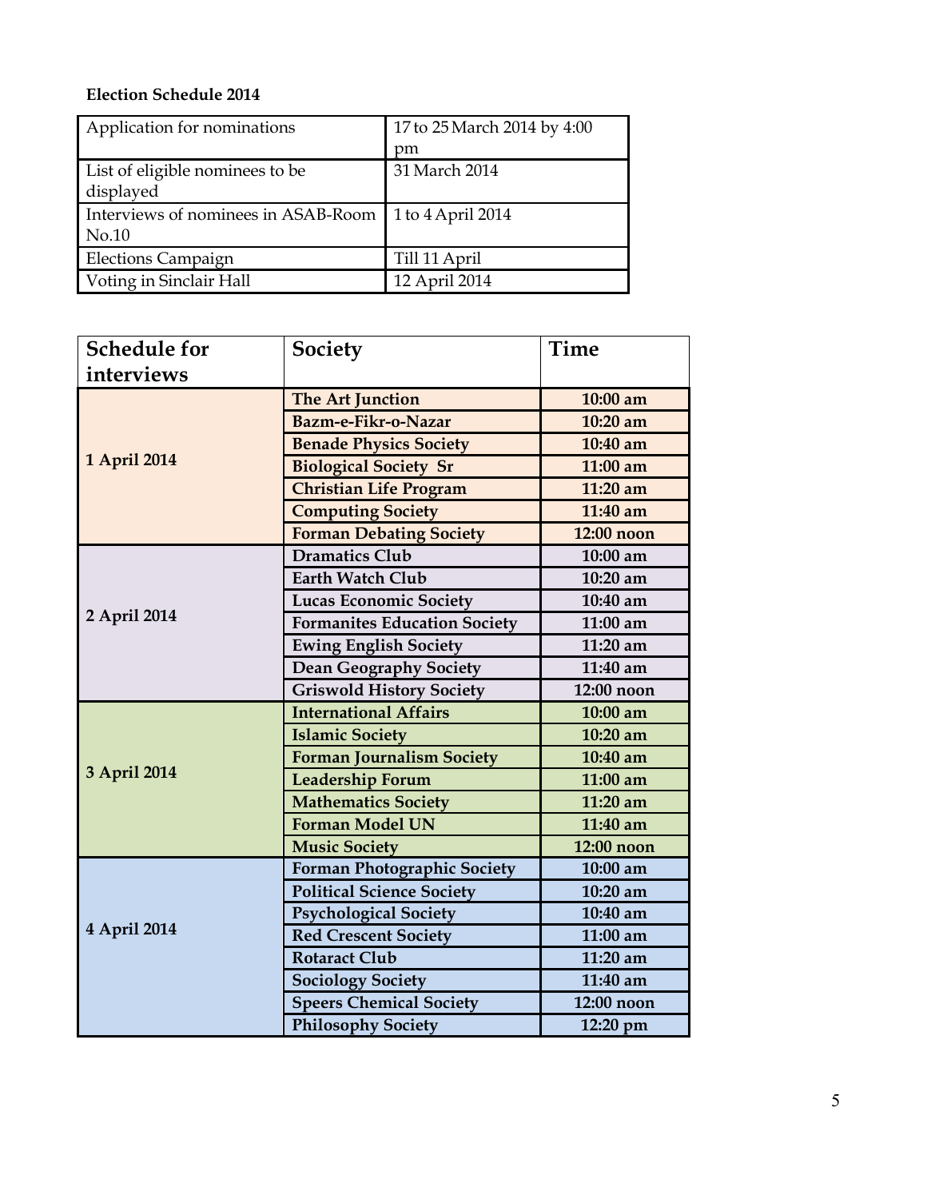**Election Schedule 2014**

| Application for nominations | 17 to 25 March 2014 by 4:00 pm |
|---|---|
| List of eligible nominees to be displayed | 31 March 2014 |
| Interviews of nominees in ASAB-Room No.10 | 1 to 4 April 2014 |
| Elections Campaign | Till 11 April |
| Voting in Sinclair Hall | 12 April 2014 |

| Schedule for interviews | Society | Time |
|---|---|---|
| **1 April 2014** | **The Art Junction** | **10:00 am** |
| | **Bazm-e-Fikr-o-Nazar** | **10:20 am** |
| | **Benade Physics Society** | **10:40 am** |
| | **Biological Society Sr** | **11:00 am** |
| | **Christian Life Program** | **11:20 am** |
| | **Computing Society** | **11:40 am** |
| | **Forman Debating Society** | **12:00 noon** |
| **2 April 2014** | **Dramatics Club** | **10:00 am** |
| | **Earth Watch Club** | **10:20 am** |
| | **Lucas Economic Society** | **10:40 am** |
| | **Formanites Education Society** | **11:00 am** |
| | **Ewing English Society** | **11:20 am** |
| | **Dean Geography Society** | **11:40 am** |
| | **Griswold History Society** | **12:00 noon** |
| **3 April 2014** | **International Affairs** | **10:00 am** |
| | **Islamic Society** | **10:20 am** |
| | **Forman Journalism Society** | **10:40 am** |
| | **Leadership Forum** | **11:00 am** |
| | **Mathematics Society** | **11:20 am** |
| | **Forman Model UN** | **11:40 am** |
| | **Music Society** | **12:00 noon** |
| **4 April 2014** | **Forman Photographic Society** | **10:00 am** |
| | **Political Science Society** | **10:20 am** |
| | **Psychological Society** | **10:40 am** |
| | **Red Crescent Society** | **11:00 am** |
| | **Rotaract Club** | **11:20 am** |
| | **Sociology Society** | **11:40 am** |
| | **Speers Chemical Society** | **12:00 noon** |
| | **Philosophy Society** | **12:20 pm** |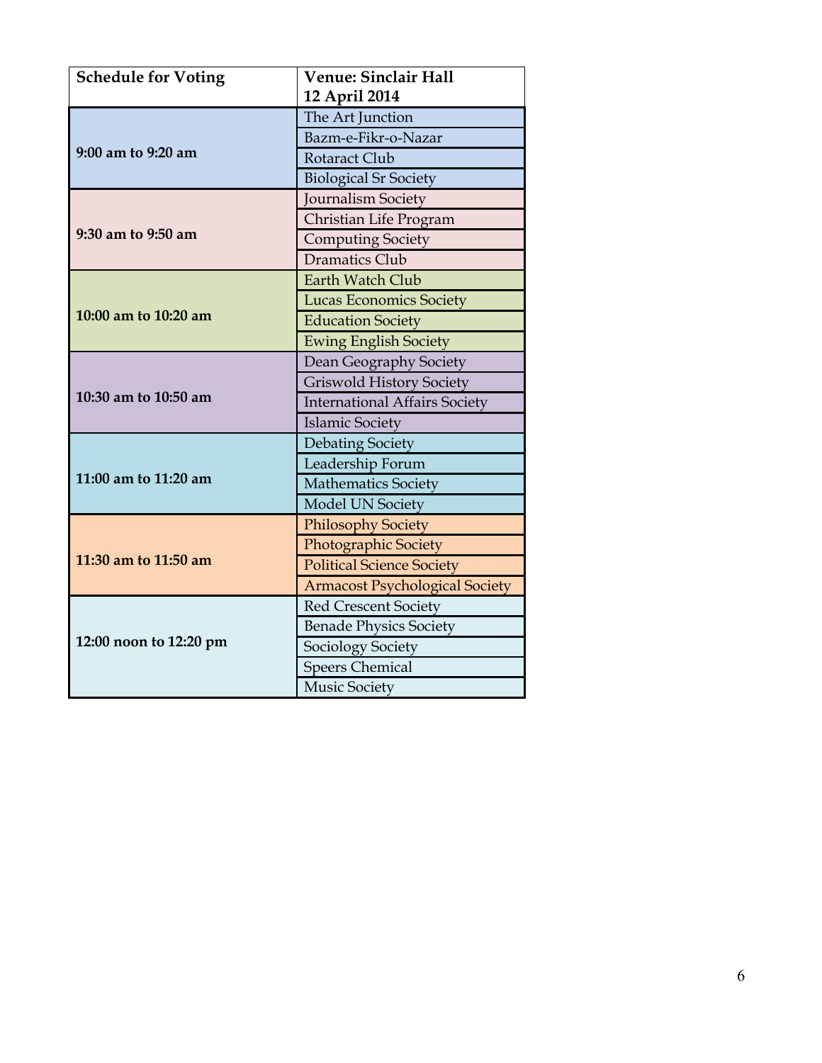| Schedule for Voting | Venue: Sinclair Hall 12 April 2014 |
|---|---|
| 9:00 am to 9:20 am | The Art Junction |
| | Bazm-e-Fikr-o-Nazar |
| | Rotaract Club |
| | Biological Sr Society |
| 9:30 am to 9:50 am | Journalism Society |
| | Christian Life Program |
| | Computing Society |
| | Dramatics Club |
| 10:00 am to 10:20 am | Earth Watch Club |
| | Lucas Economics Society |
| | Education Society |
| | Ewing English Society |
| 10:30 am to 10:50 am | Dean Geography Society |
| | Griswold History Society |
| | International Affairs Society |
| | Islamic Society |
| 11:00 am to 11:20 am | Debating Society |
| | Leadership Forum |
| | Mathematics Society |
| | Model UN Society |
| 11:30 am to 11:50 am | Philosophy Society |
| | Photographic Society |
| | Political Science Society |
| | Armacost Psychological Society |
| 12:00 noon to 12:20 pm | Red Crescent Society |
| | Benade Physics Society |
| | Sociology Society |
| | Speers Chemical |
| | Music Society |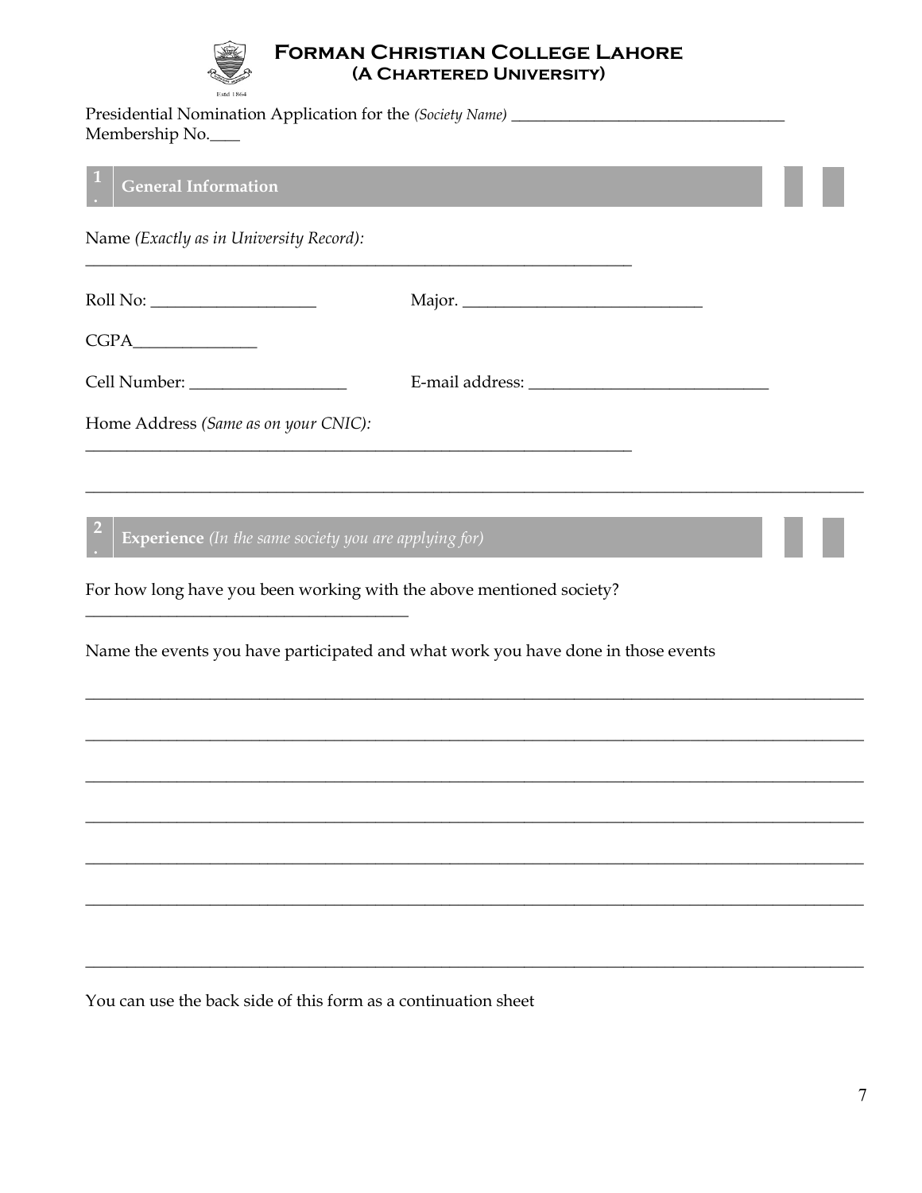# Forman Christian College Lahore
## (A Chartered University)

Estd 1864

Presidential Nomination Application for the *(Society Name)* ________________________________
Membership No.____

## 1. General Information

Name *(Exactly as in University Record):*

_________________________________________________________________

Roll No: ___________________ Major. ____________________________

CGPA______________

Cell Number: __________________ E-mail address: ____________________________

Home Address *(Same as on your CNIC):*

_________________________________________________________________

_____________________________________________________________________________________________

## 2. Experience *(In the same society you are applying for)*

For how long have you been working with the above mentioned society?

______________________________________

Name the events you have participated and what work you have done in those events

_____________________________________________________________________________________________

_____________________________________________________________________________________________

_____________________________________________________________________________________________

_____________________________________________________________________________________________

_____________________________________________________________________________________________

_____________________________________________________________________________________________

_____________________________________________________________________________________________

You can use the back side of this form as a continuation sheet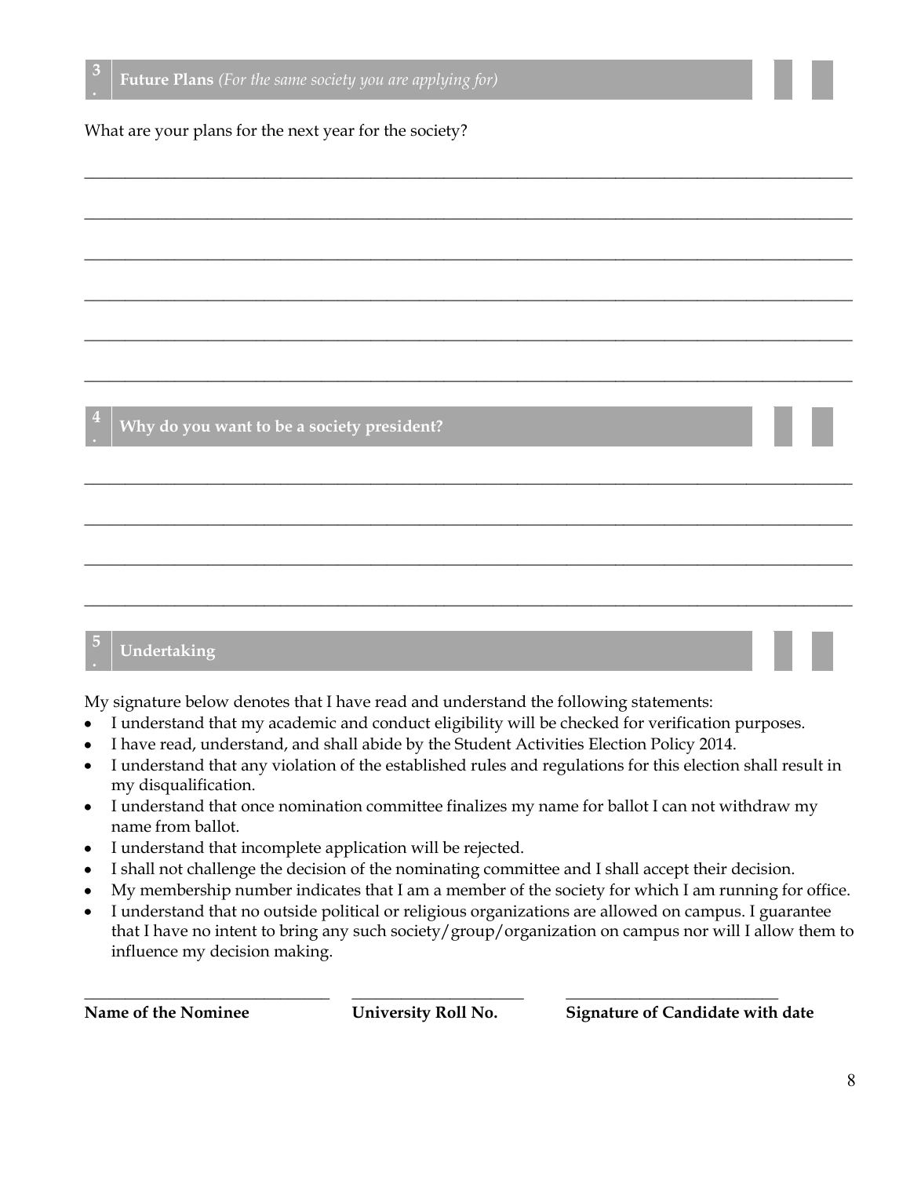## 3. Future Plans *(For the same society you are applying for)*

What are your plans for the next year for the society?

______________________________________________________________________________

______________________________________________________________________________

______________________________________________________________________________

______________________________________________________________________________

______________________________________________________________________________

______________________________________________________________________________

## 4. Why do you want to be a society president?

______________________________________________________________________________

______________________________________________________________________________

______________________________________________________________________________

______________________________________________________________________________

## 5. Undertaking

My signature below denotes that I have read and understand the following statements:

- I understand that my academic and conduct eligibility will be checked for verification purposes.
- I have read, understand, and shall abide by the Student Activities Election Policy 2014.
- I understand that any violation of the established rules and regulations for this election shall result in my disqualification.
- I understand that once nomination committee finalizes my name for ballot I can not withdraw my name from ballot.
- I understand that incomplete application will be rejected.
- I shall not challenge the decision of the nominating committee and I shall accept their decision.
- My membership number indicates that I am a member of the society for which I am running for office.
- I understand that no outside political or religious organizations are allowed on campus. I guarantee that I have no intent to bring any such society/group/organization on campus nor will I allow them to influence my decision making.

______________________________ ______________________ __________________________

**Name of the Nominee** **University Roll No.** **Signature of Candidate with date**